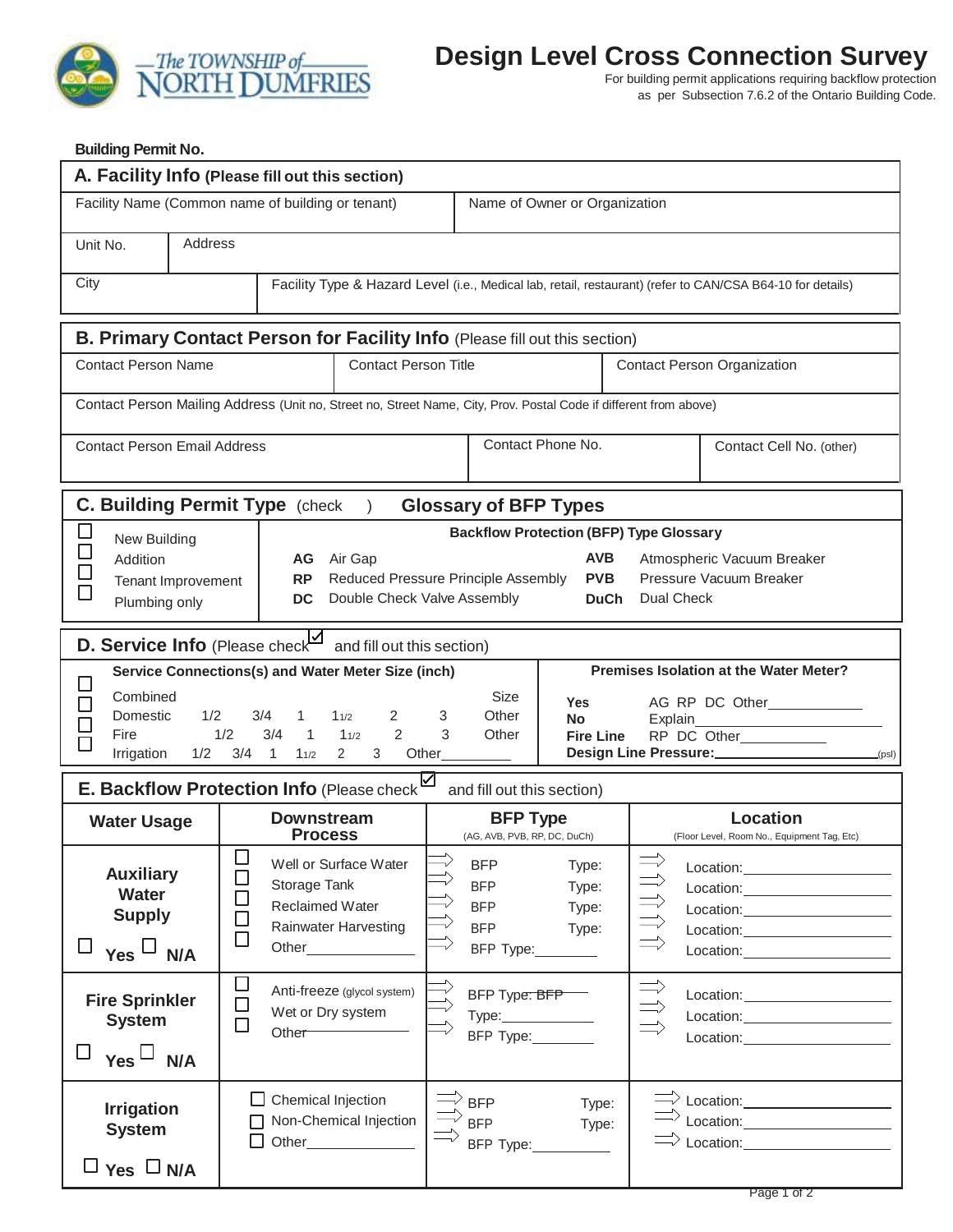The TOWNSHIP of NORTH DUMFRIES

# Design Level Cross Connection Survey

For building permit applications requiring backflow protection as per Subsection 7.6.2 of the Ontario Building Code.

**Building Permit No.**

## A. Facility Info (Please fill out this section)

| Facility Name (Common name of building or tenant) | | Name of Owner or Organization |
|---|---|---|
| Unit No. | Address | |
| City | Facility Type & Hazard Level (i.e., Medical lab, retail, restaurant) (refer to CAN/CSA B64-10 for details) | |

## B. Primary Contact Person for Facility Info (Please fill out this section)

| Contact Person Name | Contact Person Title | Contact Person Organization |
|---|---|---|
| Contact Person Mailing Address (Unit no, Street no, Street Name, City, Prov. Postal Code if different from above) | | |
| Contact Person Email Address | Contact Phone No. | Contact Cell No. (other) |

## C. Building Permit Type (check ) Glossary of BFP Types

- ☐ New Building
- ☐ Addition
- ☐ Tenant Improvement
- ☐ Plumbing only

**Backflow Protection (BFP) Type Glossary**

| | | | |
|---|---|---|---|
| **AG** | Air Gap | **AVB** | Atmospheric Vacuum Breaker |
| **RP** | Reduced Pressure Principle Assembly | **PVB** | Pressure Vacuum Breaker |
| **DC** | Double Check Valve Assembly | **DuCh** | Dual Check |

## D. Service Info (Please check ☑ and fill out this section)

**Service Connections(s) and Water Meter Size (inch)**

- ☐ Combined — Size
- ☐ Domestic 1/2 3/4 1 1 1/2 2 3 Other
- ☐ Fire 1/2 3/4 1 1 1/2 2 3 Other
- ☐ Irrigation 1/2 3/4 1 1 1/2 2 3 Other_________

**Premises Isolation at the Water Meter?**

- **Yes** AG RP DC Other____________
- **No** Explain________________________
- **Fire Line** RP DC Other___________
- **Design Line Pressure:**_________________________(psi)

## E. Backflow Protection Info (Please check ☑ and fill out this section)

| Water Usage | Downstream Process | BFP Type (AG, AVB, PVB, RP, DC, DuCh) | Location (Floor Level, Room No., Equipment Tag, Etc) |
|---|---|---|---|
| **Auxiliary Water Supply** ☐ Yes ☐ N/A | ☐ Well or Surface Water<br>☐ Storage Tank<br>☐ Reclaimed Water<br>☐ Rainwater Harvesting<br>☐ Other______________ | ⇒ BFP Type:<br>⇒ BFP Type:<br>⇒ BFP Type:<br>⇒ BFP Type:<br>⇒ BFP Type:________ | ⇒ Location:__________________<br>⇒ Location:__________________<br>⇒ Location:__________________<br>⇒ Location:__________________<br>⇒ Location:__________________ |
| **Fire Sprinkler System** ☐ Yes ☐ N/A | ☐ Anti-freeze (glycol system)<br>☐ Wet or Dry system<br>☐ Other______________ | ⇒ BFP Type:<br>⇒ BFP Type:____________<br>⇒ BFP Type:________ | ⇒ Location:__________________<br>⇒ Location:__________________<br>⇒ Location:__________________ |
| **Irrigation System** ☐ Yes ☐ N/A | ☐ Chemical Injection<br>☐ Non-Chemical Injection<br>☐ Other______________ | ⇒ BFP Type:<br>⇒ BFP Type:<br>⇒ BFP Type:__________ | ⇒ Location:__________________<br>⇒ Location:__________________<br>⇒ Location:__________________ |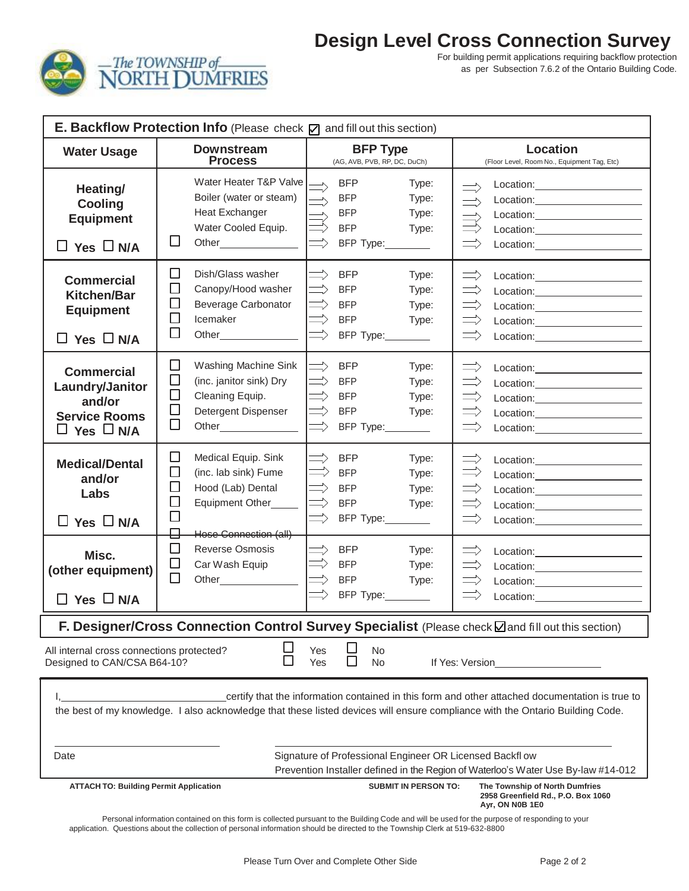# Design Level Cross Connection Survey

For building permit applications requiring backflow protection as per Subsection 7.6.2 of the Ontario Building Code.

## E. Backflow Protection Info (Please check ☑ and fill out this section)

| Water Usage | Downstream Process | BFP Type (AG, AVB, PVB, RP, DC, DuCh) | Location (Floor Level, Room No., Equipment Tag, Etc) |
|---|---|---|---|
| **Heating/ Cooling Equipment** ☐ Yes ☐ N/A | Water Heater T&P Valve | ⟹ BFP Type: | ⟹ Location: |
| | Boiler (water or steam) | ⟹ BFP Type: | ⟹ Location: |
| | Heat Exchanger | ⟹ BFP Type: | ⟹ Location: |
| | Water Cooled Equip. | ⟹ BFP Type: | ⟹ Location: |
| | ☐ Other______ | ⟹ BFP Type:______ | ⟹ Location: |
| **Commercial Kitchen/Bar Equipment** ☐ Yes ☐ N/A | ☐ Dish/Glass washer | ⟹ BFP Type: | ⟹ Location: |
| | ☐ Canopy/Hood washer | ⟹ BFP Type: | ⟹ Location: |
| | ☐ Beverage Carbonator | ⟹ BFP Type: | ⟹ Location: |
| | ☐ Icemaker | ⟹ BFP Type: | ⟹ Location: |
| | ☐ Other______ | ⟹ BFP Type:______ | ⟹ Location: |
| **Commercial Laundry/Janitor and/or Service Rooms** ☐ Yes ☐ N/A | ☐ Washing Machine Sink | ⟹ BFP Type: | ⟹ Location: |
| | ☐ (inc. janitor sink) Dry | ⟹ BFP Type: | ⟹ Location: |
| | ☐ Cleaning Equip. | ⟹ BFP Type: | ⟹ Location: |
| | ☐ Detergent Dispenser | ⟹ BFP Type: | ⟹ Location: |
| | ☐ Other______ | ⟹ BFP Type:______ | ⟹ Location: |
| **Medical/Dental and/or Labs** ☐ Yes ☐ N/A | ☐ Medical Equip. Sink | ⟹ BFP Type: | ⟹ Location: |
| | ☐ (inc. lab sink) Fume | ⟹ BFP Type: | ⟹ Location: |
| | ☐ Hood (Lab) Dental | ⟹ BFP Type: | ⟹ Location: |
| | ☐ Equipment Other_____ | ⟹ BFP Type: | ⟹ Location: |
| | ☐ | ⟹ BFP Type:______ | ⟹ Location: |
| **Misc. (other equipment)** ☐ Yes ☐ N/A | ☐ ~~Hose Connection (all)~~ | | |
| | ☐ Reverse Osmosis | ⟹ BFP Type: | ⟹ Location: |
| | ☐ Car Wash Equip | ⟹ BFP Type: | ⟹ Location: |
| | ☐ Other______ | ⟹ BFP Type: | ⟹ Location: |
| | | ⟹ BFP Type:______ | ⟹ Location: |

## F. Designer/Cross Connection Control Survey Specialist (Please check ☑ and fill out this section)

All internal cross connections protected? ☐ Yes ☐ No

Designed to CAN/CSA B64-10? ☐ Yes ☐ No If Yes: Version__________

I,______________________certify that the information contained in this form and other attached documentation is true to the best of my knowledge. I also acknowledge that these listed devices will ensure compliance with the Ontario Building Code.

______________________ Date

______________________ Signature of Professional Engineer OR Licensed Backflow Prevention Installer defined in the Region of Waterloo's Water Use By-law #14-012

**ATTACH TO: Building Permit Application**

**SUBMIT IN PERSON TO:** **The Township of North Dumfries, 2958 Greenfield Rd., P.O. Box 1060, Ayr, ON N0B 1E0**

Personal information contained on this form is collected pursuant to the Building Code and will be used for the purpose of responding to your application. Questions about the collection of personal information should be directed to the Township Clerk at 519-632-8800

Please Turn Over and Complete Other Side